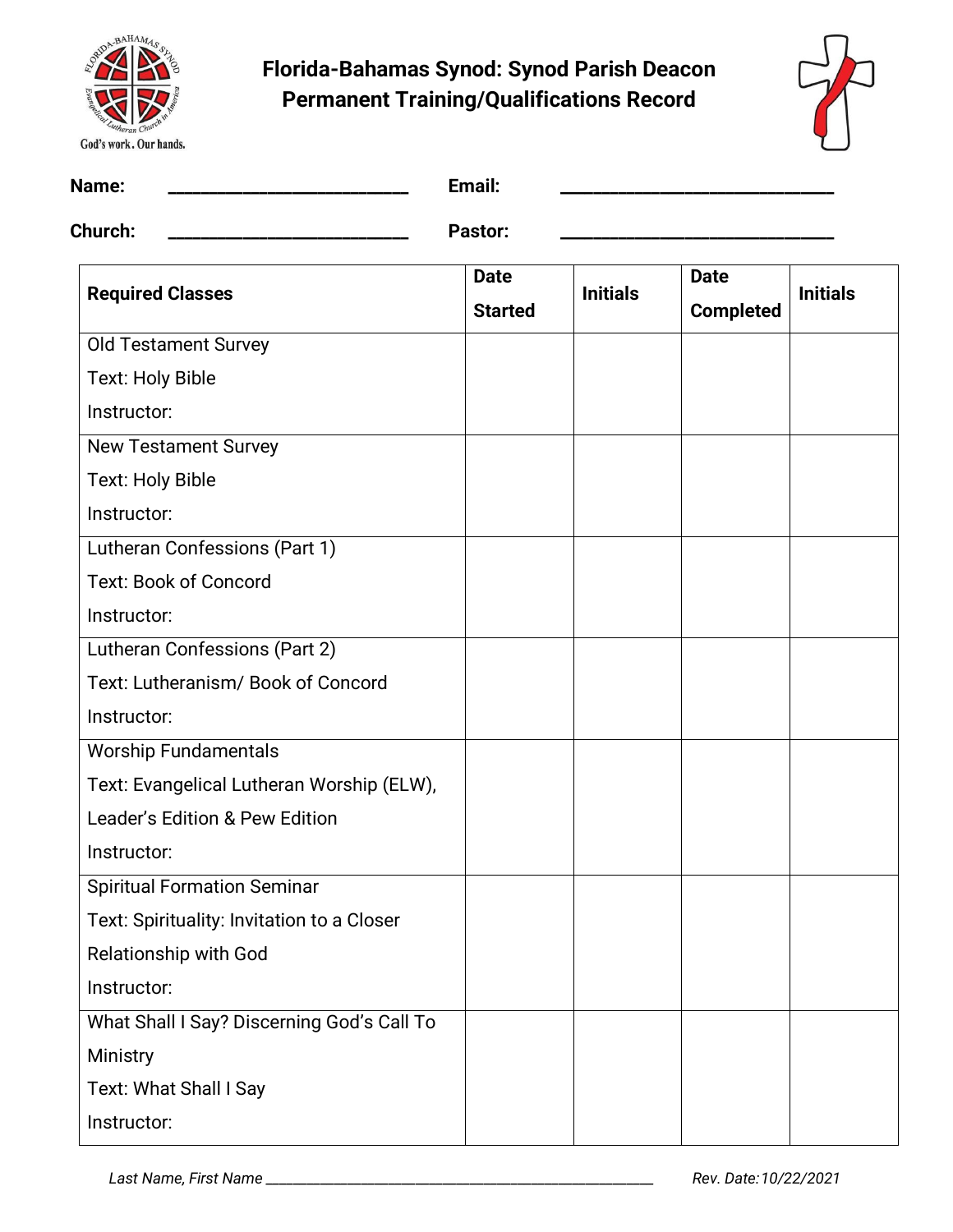# Florida-Bahamas Synod: Synod Parish Deacon Permanent Training/Qualifications Record

**Name:** ___________________________ **Email:** ______________________________

**Church:** ___________________________ **Pastor:** ______________________________

| Required Classes | Date Started | Initials | Date Completed | Initials |
|---|---|---|---|---|
| Old Testament Survey<br>Text: Holy Bible<br>Instructor: | | | | |
| New Testament Survey<br>Text: Holy Bible<br>Instructor: | | | | |
| Lutheran Confessions (Part 1)<br>Text: Book of Concord<br>Instructor: | | | | |
| Lutheran Confessions (Part 2)<br>Text: Lutheranism/ Book of Concord<br>Instructor: | | | | |
| Worship Fundamentals<br>Text: Evangelical Lutheran Worship (ELW), Leader's Edition & Pew Edition<br>Instructor: | | | | |
| Spiritual Formation Seminar<br>Text: Spirituality: Invitation to a Closer Relationship with God<br>Instructor: | | | | |
| What Shall I Say? Discerning God's Call To Ministry<br>Text: What Shall I Say<br>Instructor: | | | | |

*Last Name, First Name* ____________________________________________________ *Rev. Date:10/22/2021*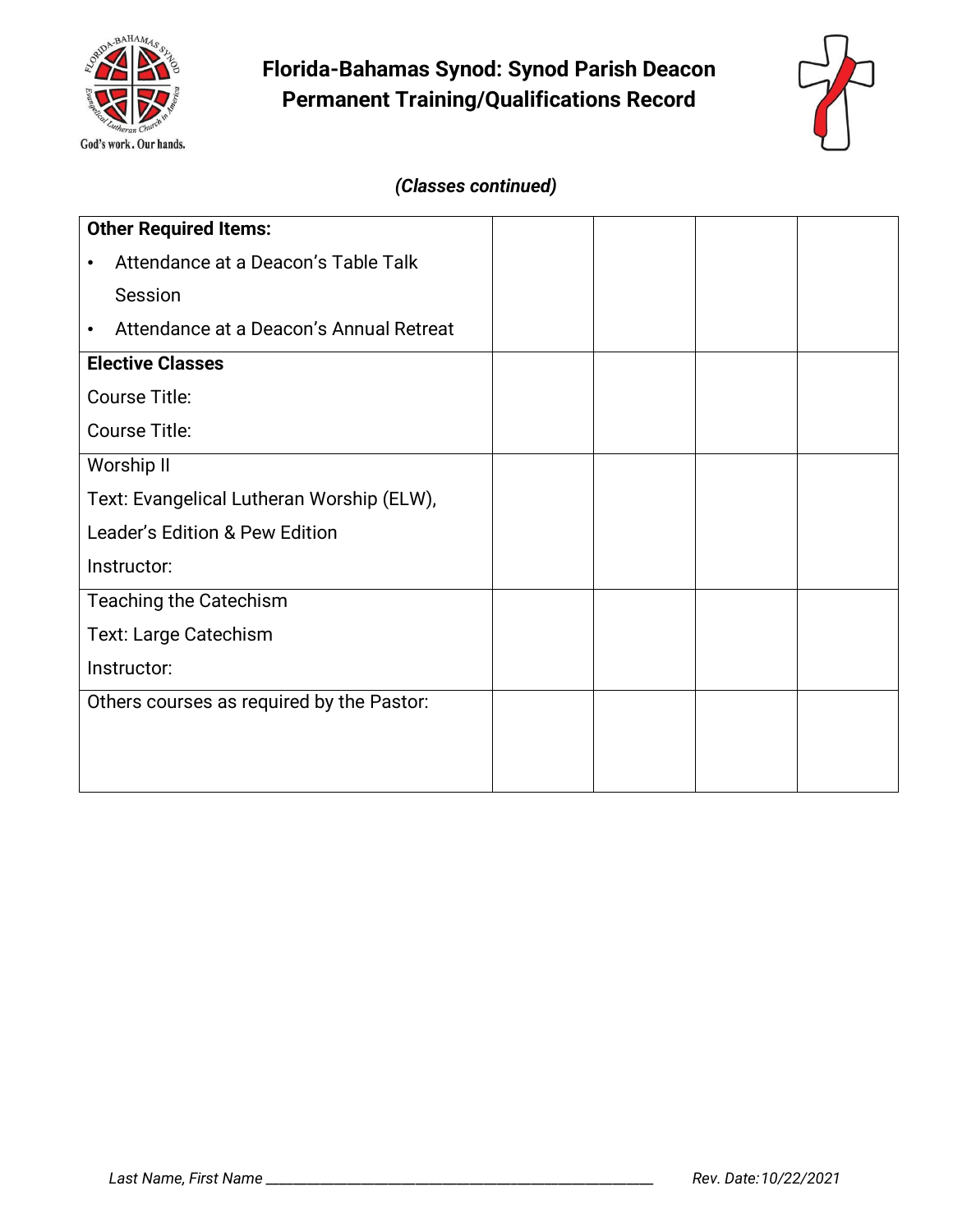# Florida-Bahamas Synod: Synod Parish Deacon Permanent Training/Qualifications Record

***(Classes continued)***

| | | | | |
|---|---|---|---|---|
| **Other Required Items:**<br>• Attendance at a Deacon's Table Talk Session<br>• Attendance at a Deacon's Annual Retreat | | | | |
| **Elective Classes**<br>Course Title:<br>Course Title: | | | | |
| Worship II<br>Text: Evangelical Lutheran Worship (ELW), Leader's Edition & Pew Edition<br>Instructor: | | | | |
| Teaching the Catechism<br>Text: Large Catechism<br>Instructor: | | | | |
| Others courses as required by the Pastor: | | | | |

*Last Name, First Name* ___________________________________________________ *Rev. Date:10/22/2021*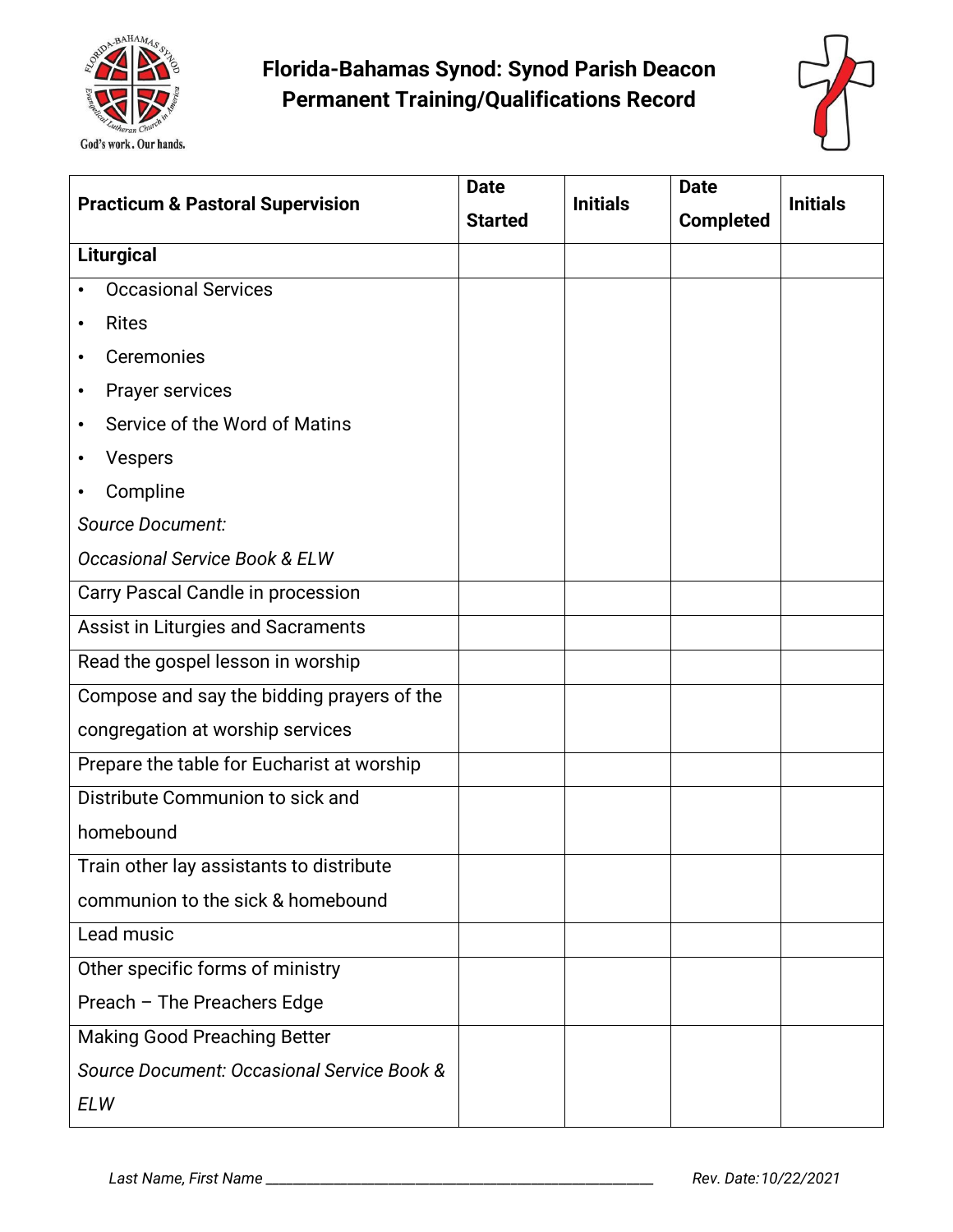# Florida-Bahamas Synod: Synod Parish Deacon Permanent Training/Qualifications Record

| Practicum & Pastoral Supervision | Date Started | Initials | Date Completed | Initials |
|---|---|---|---|---|
| **Liturgical** | | | | |
| • Occasional Services<br>• Rites<br>• Ceremonies<br>• Prayer services<br>• Service of the Word of Matins<br>• Vespers<br>• Compline<br>*Source Document:*<br>*Occasional Service Book & ELW* | | | | |
| Carry Pascal Candle in procession | | | | |
| Assist in Liturgies and Sacraments | | | | |
| Read the gospel lesson in worship | | | | |
| Compose and say the bidding prayers of the congregation at worship services | | | | |
| Prepare the table for Eucharist at worship | | | | |
| Distribute Communion to sick and homebound | | | | |
| Train other lay assistants to distribute communion to the sick & homebound | | | | |
| Lead music | | | | |
| Other specific forms of ministry<br>Preach – The Preachers Edge | | | | |
| Making Good Preaching Better<br>*Source Document: Occasional Service Book & ELW* | | | | |

*Last Name, First Name* ______________________________ *Rev. Date:10/22/2021*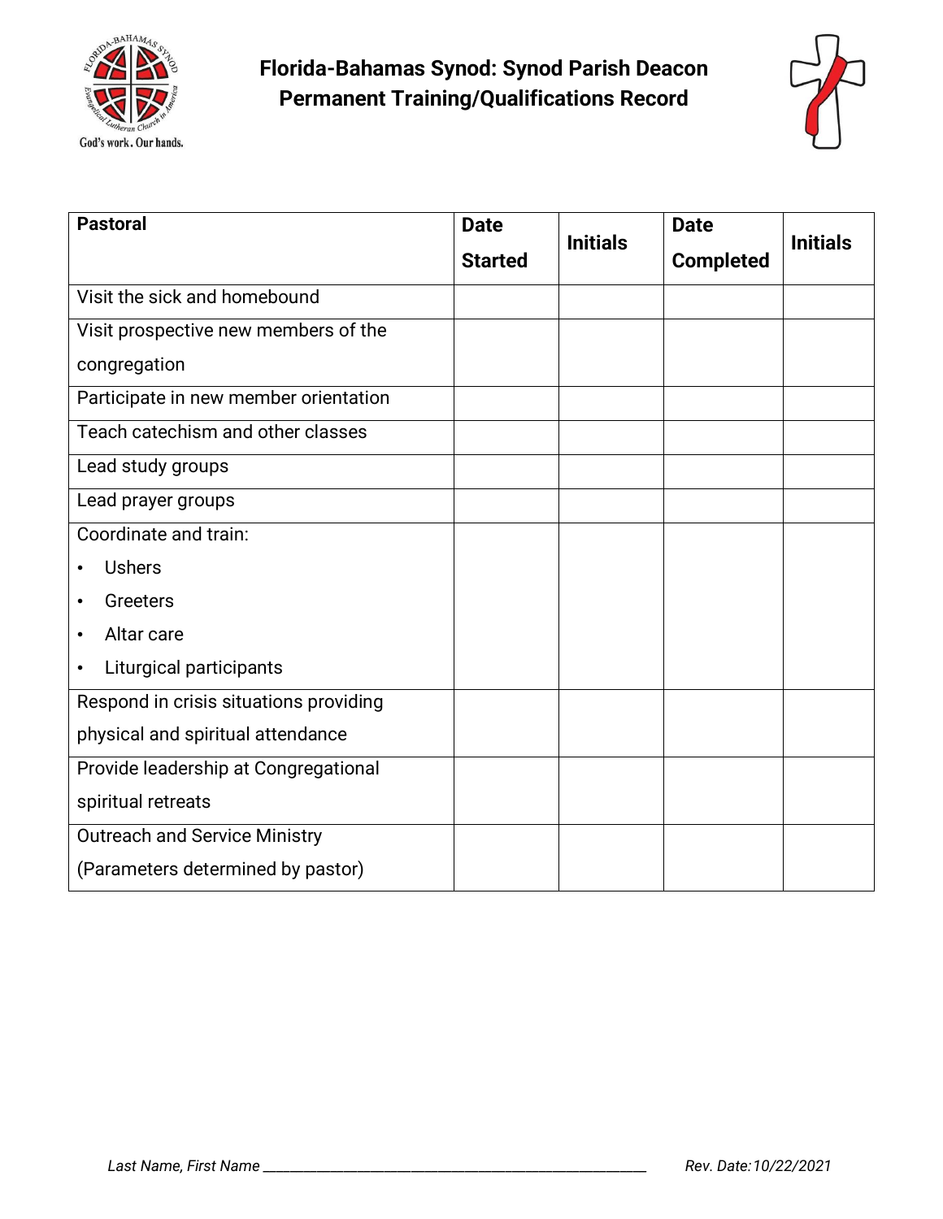# Florida-Bahamas Synod: Synod Parish Deacon Permanent Training/Qualifications Record

| Pastoral | Date Started | Initials | Date Completed | Initials |
|---|---|---|---|---|
| Visit the sick and homebound | | | | |
| Visit prospective new members of the congregation | | | | |
| Participate in new member orientation | | | | |
| Teach catechism and other classes | | | | |
| Lead study groups | | | | |
| Lead prayer groups | | | | |
| Coordinate and train:<br>• Ushers<br>• Greeters<br>• Altar care<br>• Liturgical participants | | | | |
| Respond in crisis situations providing physical and spiritual attendance | | | | |
| Provide leadership at Congregational spiritual retreats | | | | |
| Outreach and Service Ministry (Parameters determined by pastor) | | | | |

*Last Name, First Name* ___________________________________________________

*Rev. Date:10/22/2021*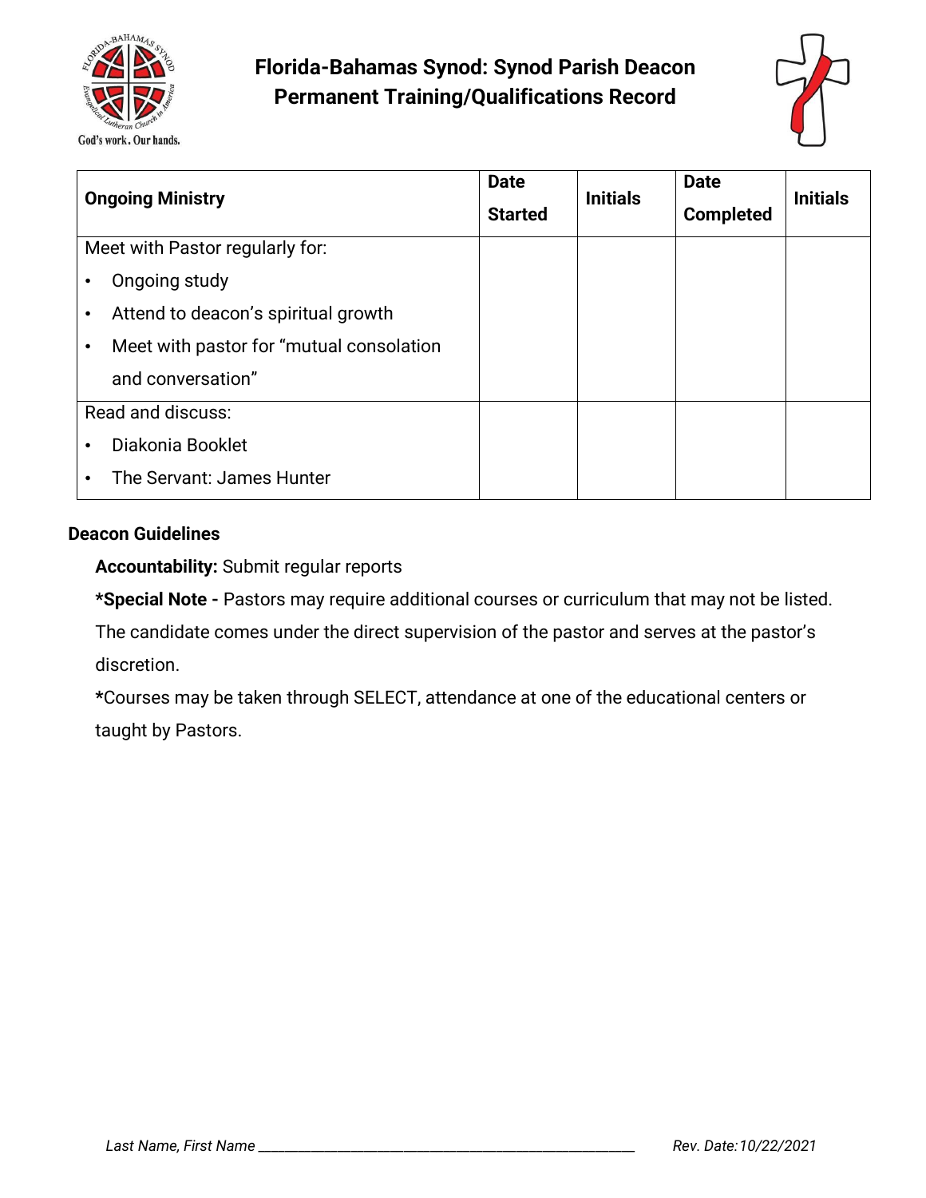# Florida-Bahamas Synod: Synod Parish Deacon Permanent Training/Qualifications Record

| Ongoing Ministry | Date Started | Initials | Date Completed | Initials |
|---|---|---|---|---|
| Meet with Pastor regularly for:<br>• Ongoing study<br>• Attend to deacon's spiritual growth<br>• Meet with pastor for "mutual consolation and conversation" | | | | |
| Read and discuss:<br>• Diakonia Booklet<br>• The Servant: James Hunter | | | | |

**Deacon Guidelines**

**Accountability:** Submit regular reports

***Special Note -** Pastors may require additional courses or curriculum that may not be listed. The candidate comes under the direct supervision of the pastor and serves at the pastor's discretion.

*Courses may be taken through SELECT, attendance at one of the educational centers or taught by Pastors.

*Last Name, First Name* ___________________________________________ *Rev. Date:10/22/2021*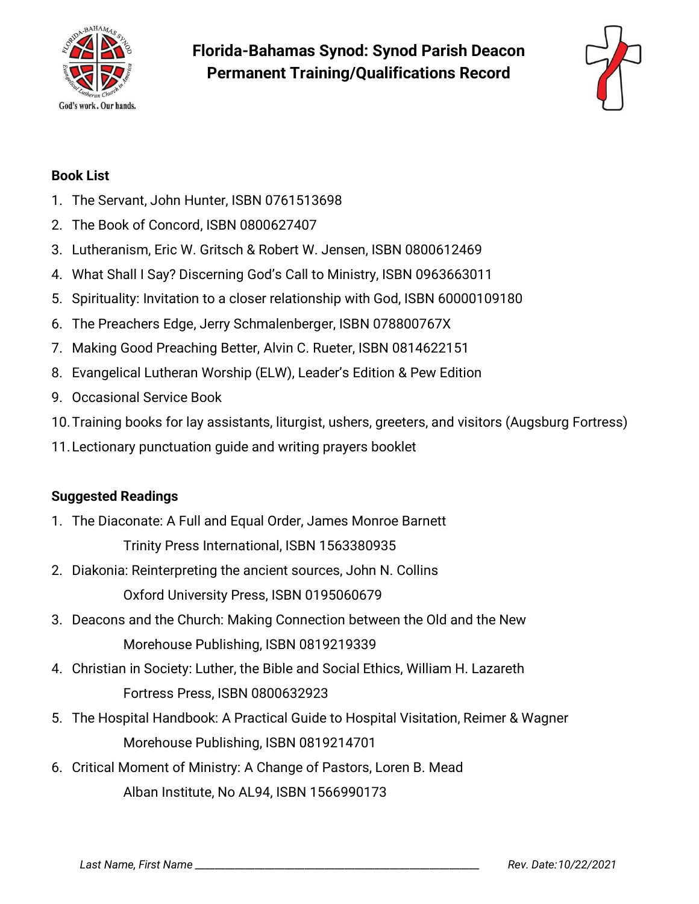# Florida-Bahamas Synod: Synod Parish Deacon Permanent Training/Qualifications Record

**Book List**

1. The Servant, John Hunter, ISBN 0761513698
2. The Book of Concord, ISBN 0800627407
3. Lutheranism, Eric W. Gritsch & Robert W. Jensen, ISBN 0800612469
4. What Shall I Say? Discerning God's Call to Ministry, ISBN 0963663011
5. Spirituality: Invitation to a closer relationship with God, ISBN 60000109180
6. The Preachers Edge, Jerry Schmalenberger, ISBN 078800767X
7. Making Good Preaching Better, Alvin C. Rueter, ISBN 0814622151
8. Evangelical Lutheran Worship (ELW), Leader's Edition & Pew Edition
9. Occasional Service Book
10. Training books for lay assistants, liturgist, ushers, greeters, and visitors (Augsburg Fortress)
11. Lectionary punctuation guide and writing prayers booklet

**Suggested Readings**

1. The Diaconate: A Full and Equal Order, James Monroe Barnett
   Trinity Press International, ISBN 1563380935
2. Diakonia: Reinterpreting the ancient sources, John N. Collins
   Oxford University Press, ISBN 0195060679
3. Deacons and the Church: Making Connection between the Old and the New
   Morehouse Publishing, ISBN 0819219339
4. Christian in Society: Luther, the Bible and Social Ethics, William H. Lazareth
   Fortress Press, ISBN 0800632923
5. The Hospital Handbook: A Practical Guide to Hospital Visitation, Reimer & Wagner
   Morehouse Publishing, ISBN 0819214701
6. Critical Moment of Ministry: A Change of Pastors, Loren B. Mead
   Alban Institute, No AL94, ISBN 1566990173

*Last Name, First Name* ____________________________________________ *Rev. Date:10/22/2021*